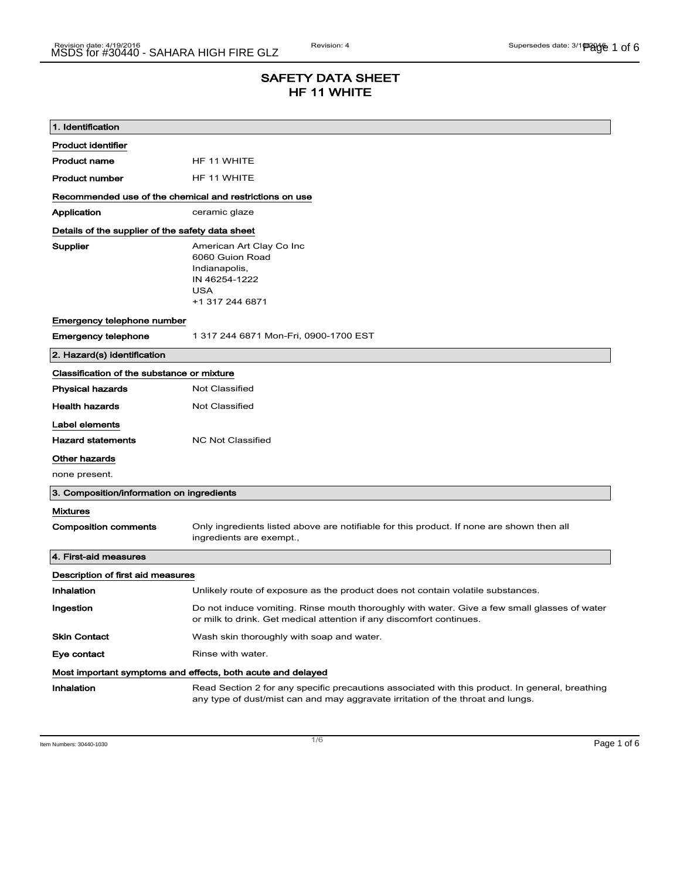# SAFETY DATA SHEET
# HF 11 WHITE

## 1. Identification

**Product identifier**

| | |
|---|---|
| **Product name** | HF 11 WHITE |
| **Product number** | HF 11 WHITE |

**Recommended use of the chemical and restrictions on use**

| | |
|---|---|
| **Application** | ceramic glaze |

**Details of the supplier of the safety data sheet**

| | |
|---|---|
| **Supplier** | American Art Clay Co Inc<br>6060 Guion Road<br>Indianapolis,<br>IN 46254-1222<br>USA<br>+1 317 244 6871 |

**Emergency telephone number**

| | |
|---|---|
| **Emergency telephone** | 1 317 244 6871 Mon-Fri, 0900-1700 EST |

## 2. Hazard(s) identification

**Classification of the substance or mixture**

| | |
|---|---|
| **Physical hazards** | Not Classified |
| **Health hazards** | Not Classified |

**Label elements**

| | |
|---|---|
| **Hazard statements** | NC Not Classified |

**Other hazards**

none present.

## 3. Composition/information on ingredients

**Mixtures**

| | |
|---|---|
| **Composition comments** | Only ingredients listed above are notifiable for this product. If none are shown then all ingredients are exempt., |

## 4. First-aid measures

**Description of first aid measures**

| | |
|---|---|
| **Inhalation** | Unlikely route of exposure as the product does not contain volatile substances. |
| **Ingestion** | Do not induce vomiting. Rinse mouth thoroughly with water. Give a few small glasses of water or milk to drink. Get medical attention if any discomfort continues. |
| **Skin Contact** | Wash skin thoroughly with soap and water. |
| **Eye contact** | Rinse with water. |

**Most important symptoms and effects, both acute and delayed**

| | |
|---|---|
| **Inhalation** | Read Section 2 for any specific precautions associated with this product. In general, breathing any type of dust/mist can and may aggravate irritation of the throat and lungs. |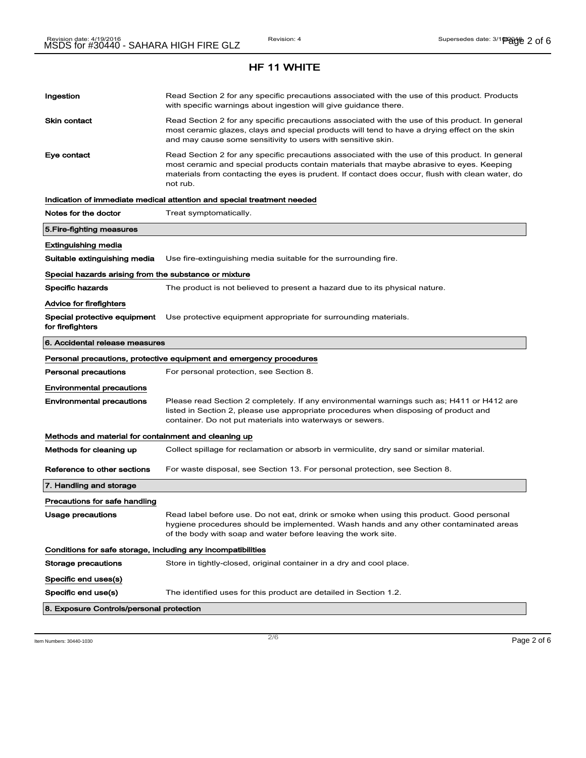## HF 11 WHITE

| | |
|---|---|
| **Ingestion** | Read Section 2 for any specific precautions associated with the use of this product. Products with specific warnings about ingestion will give guidance there. |
| **Skin contact** | Read Section 2 for any specific precautions associated with the use of this product. In general most ceramic glazes, clays and special products will tend to have a drying effect on the skin and may cause some sensitivity to users with sensitive skin. |
| **Eye contact** | Read Section 2 for any specific precautions associated with the use of this product. In general most ceramic and special products contain materials that maybe abrasive to eyes. Keeping materials from contacting the eyes is prudent. If contact does occur, flush with clean water, do not rub. |

**Indication of immediate medical attention and special treatment needed**

| | |
|---|---|
| **Notes for the doctor** | Treat symptomatically. |

### 5.Fire-fighting measures

**Extinguishing media**

| | |
|---|---|
| **Suitable extinguishing media** | Use fire-extinguishing media suitable for the surrounding fire. |

**Special hazards arising from the substance or mixture**

| | |
|---|---|
| **Specific hazards** | The product is not believed to present a hazard due to its physical nature. |

**Advice for firefighters**

| | |
|---|---|
| **Special protective equipment for firefighters** | Use protective equipment appropriate for surrounding materials. |

### 6. Accidental release measures

**Personal precautions, protective equipment and emergency procedures**

| | |
|---|---|
| **Personal precautions** | For personal protection, see Section 8. |

**Environmental precautions**

| | |
|---|---|
| **Environmental precautions** | Please read Section 2 completely. If any environmental warnings such as; H411 or H412 are listed in Section 2, please use appropriate procedures when disposing of product and container. Do not put materials into waterways or sewers. |

**Methods and material for containment and cleaning up**

| | |
|---|---|
| **Methods for cleaning up** | Collect spillage for reclamation or absorb in vermiculite, dry sand or similar material. |
| **Reference to other sections** | For waste disposal, see Section 13. For personal protection, see Section 8. |

### 7. Handling and storage

**Precautions for safe handling**

| | |
|---|---|
| **Usage precautions** | Read label before use. Do not eat, drink or smoke when using this product. Good personal hygiene procedures should be implemented. Wash hands and any other contaminated areas of the body with soap and water before leaving the work site. |

**Conditions for safe storage, including any incompatibilities**

| | |
|---|---|
| **Storage precautions** | Store in tightly-closed, original container in a dry and cool place. |

**Specific end uses(s)**

| | |
|---|---|
| **Specific end use(s)** | The identified uses for this product are detailed in Section 1.2. |

### 8. Exposure Controls/personal protection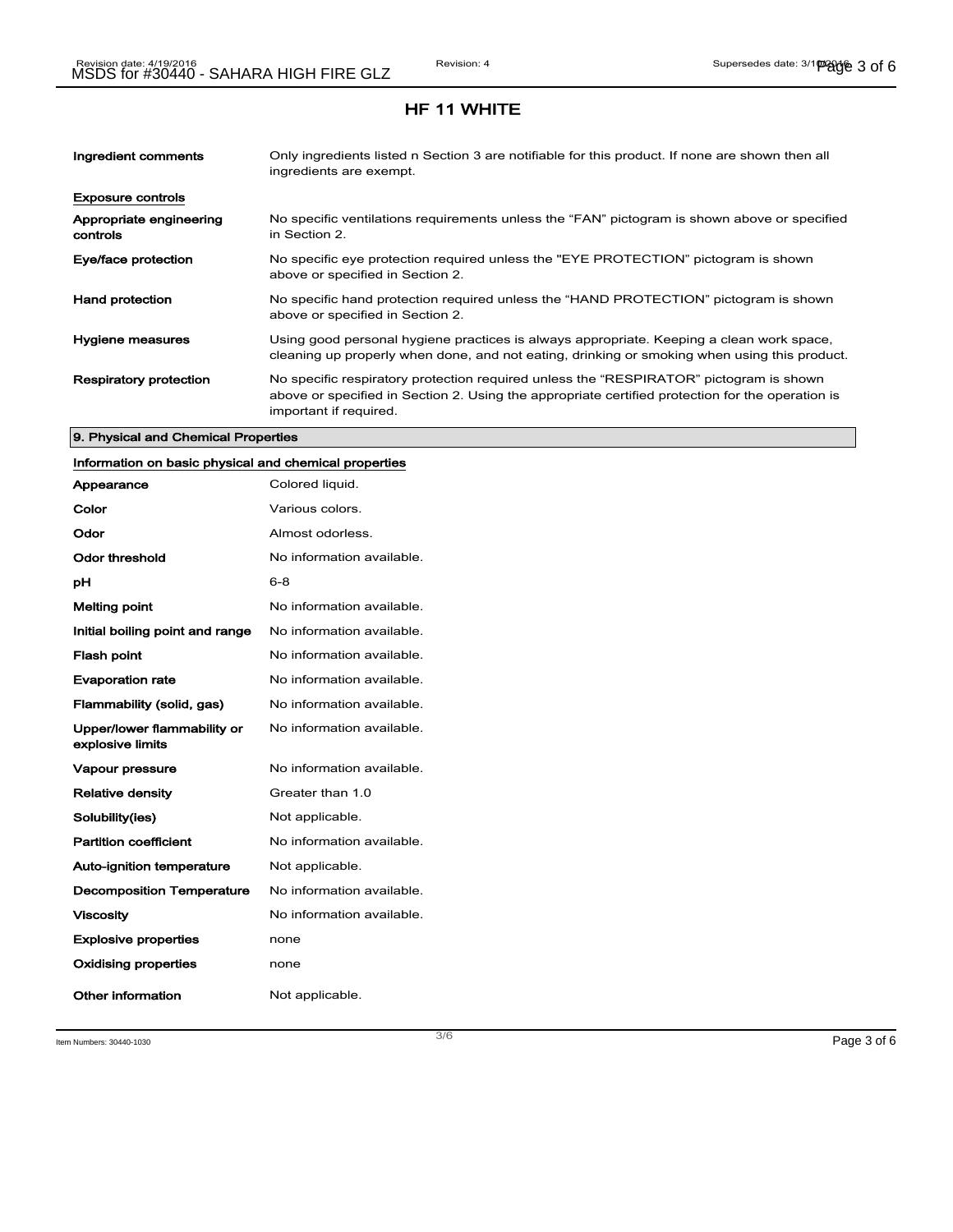## HF 11 WHITE

| | |
|---|---|
| **Ingredient comments** | Only ingredients listed n Section 3 are notifiable for this product. If none are shown then all ingredients are exempt. |

**Exposure controls**

| | |
|---|---|
| **Appropriate engineering controls** | No specific ventilations requirements unless the “FAN” pictogram is shown above or specified in Section 2. |
| **Eye/face protection** | No specific eye protection required unless the "EYE PROTECTION" pictogram is shown above or specified in Section 2. |
| **Hand protection** | No specific hand protection required unless the “HAND PROTECTION” pictogram is shown above or specified in Section 2. |
| **Hygiene measures** | Using good personal hygiene practices is always appropriate. Keeping a clean work space, cleaning up properly when done, and not eating, drinking or smoking when using this product. |
| **Respiratory protection** | No specific respiratory protection required unless the “RESPIRATOR” pictogram is shown above or specified in Section 2. Using the appropriate certified protection for the operation is important if required. |

## 9. Physical and Chemical Properties

**Information on basic physical and chemical properties**

| | |
|---|---|
| **Appearance** | Colored liquid. |
| **Color** | Various colors. |
| **Odor** | Almost odorless. |
| **Odor threshold** | No information available. |
| **pH** | 6-8 |
| **Melting point** | No information available. |
| **Initial boiling point and range** | No information available. |
| **Flash point** | No information available. |
| **Evaporation rate** | No information available. |
| **Flammability (solid, gas)** | No information available. |
| **Upper/lower flammability or explosive limits** | No information available. |
| **Vapour pressure** | No information available. |
| **Relative density** | Greater than 1.0 |
| **Solubility(ies)** | Not applicable. |
| **Partition coefficient** | No information available. |
| **Auto-ignition temperature** | Not applicable. |
| **Decomposition Temperature** | No information available. |
| **Viscosity** | No information available. |
| **Explosive properties** | none |
| **Oxidising properties** | none |
| **Other information** | Not applicable. |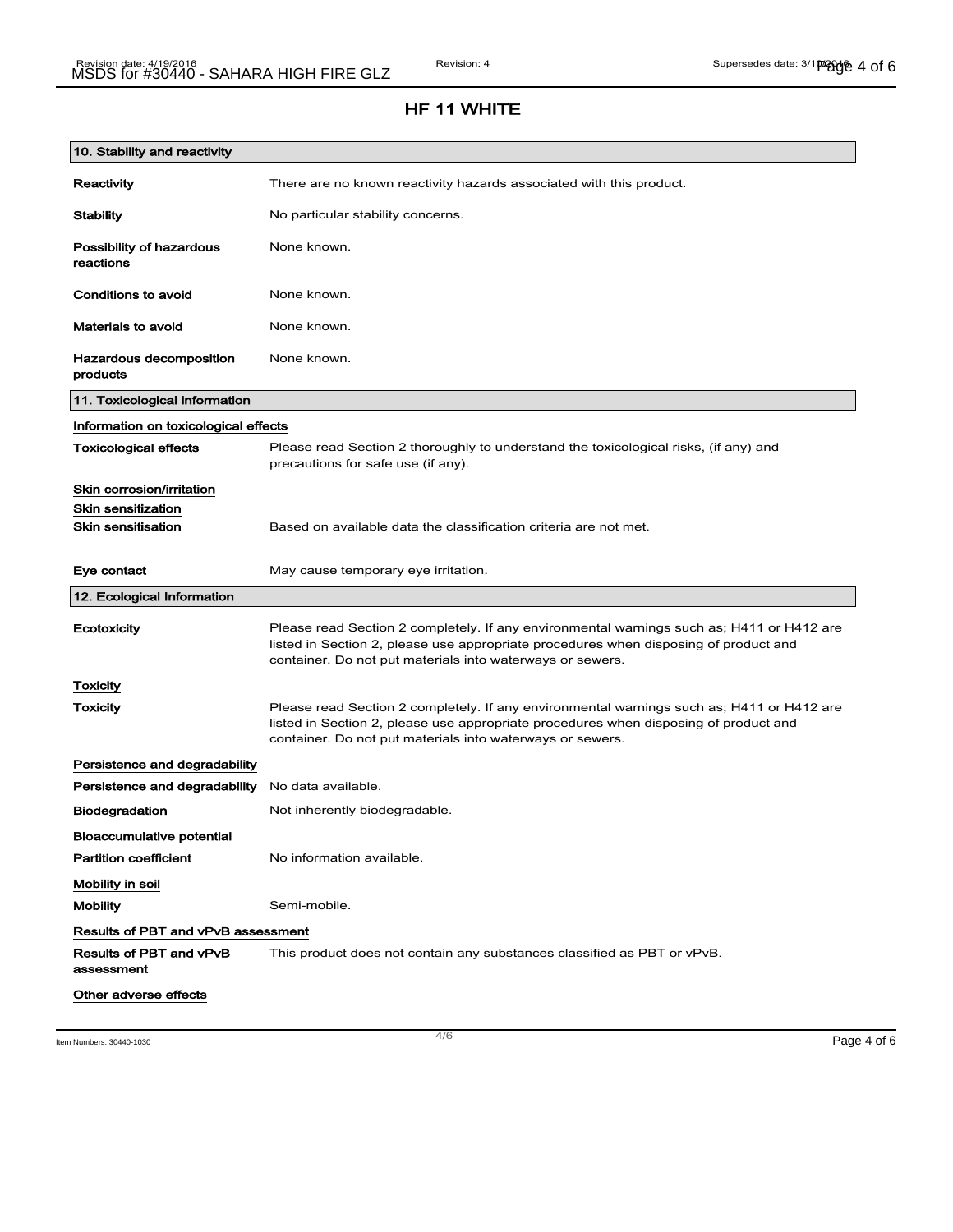# HF 11 WHITE

## 10. Stability and reactivity

**Reactivity** There are no known reactivity hazards associated with this product.

**Stability** No particular stability concerns.

**Possibility of hazardous reactions** None known.

**Conditions to avoid** None known.

**Materials to avoid** None known.

**Hazardous decomposition products** None known.

## 11. Toxicological information

### Information on toxicological effects

**Toxicological effects** Please read Section 2 thoroughly to understand the toxicological risks, (if any) and precautions for safe use (if any).

### Skin corrosion/irritation

### Skin sensitization

**Skin sensitisation** Based on available data the classification criteria are not met.

**Eye contact** May cause temporary eye irritation.

## 12. Ecological Information

**Ecotoxicity** Please read Section 2 completely. If any environmental warnings such as; H411 or H412 are listed in Section 2, please use appropriate procedures when disposing of product and container. Do not put materials into waterways or sewers.

### Toxicity

**Toxicity** Please read Section 2 completely. If any environmental warnings such as; H411 or H412 are listed in Section 2, please use appropriate procedures when disposing of product and container. Do not put materials into waterways or sewers.

### Persistence and degradability

**Persistence and degradability** No data available.

**Biodegradation** Not inherently biodegradable.

### Bioaccumulative potential

**Partition coefficient** No information available.

### Mobility in soil

**Mobility** Semi-mobile.

### Results of PBT and vPvB assessment

**Results of PBT and vPvB assessment** This product does not contain any substances classified as PBT or vPvB.

### Other adverse effects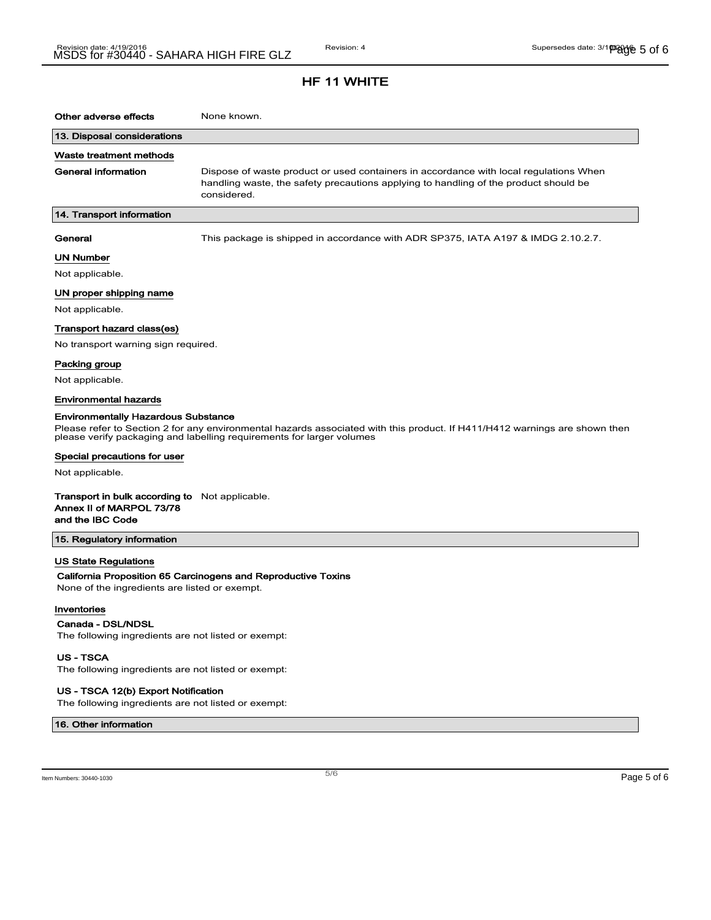## HF 11 WHITE

**Other adverse effects** None known.

### 13. Disposal considerations

**Waste treatment methods**

**General information** Dispose of waste product or used containers in accordance with local regulations When handling waste, the safety precautions applying to handling of the product should be considered.

### 14. Transport information

**General** This package is shipped in accordance with ADR SP375, IATA A197 & IMDG 2.10.2.7.

**UN Number**

Not applicable.

**UN proper shipping name**

Not applicable.

**Transport hazard class(es)**

No transport warning sign required.

**Packing group**

Not applicable.

**Environmental hazards**

**Environmentally Hazardous Substance**

Please refer to Section 2 for any environmental hazards associated with this product. If H411/H412 warnings are shown then please verify packaging and labelling requirements for larger volumes

**Special precautions for user**

Not applicable.

**Transport in bulk according to Annex II of MARPOL 73/78 and the IBC Code** Not applicable.

### 15. Regulatory information

**US State Regulations**

**California Proposition 65 Carcinogens and Reproductive Toxins**

None of the ingredients are listed or exempt.

**Inventories**

**Canada - DSL/NDSL**

The following ingredients are not listed or exempt:

**US - TSCA**

The following ingredients are not listed or exempt:

**US - TSCA 12(b) Export Notification**

The following ingredients are not listed or exempt:

### 16. Other information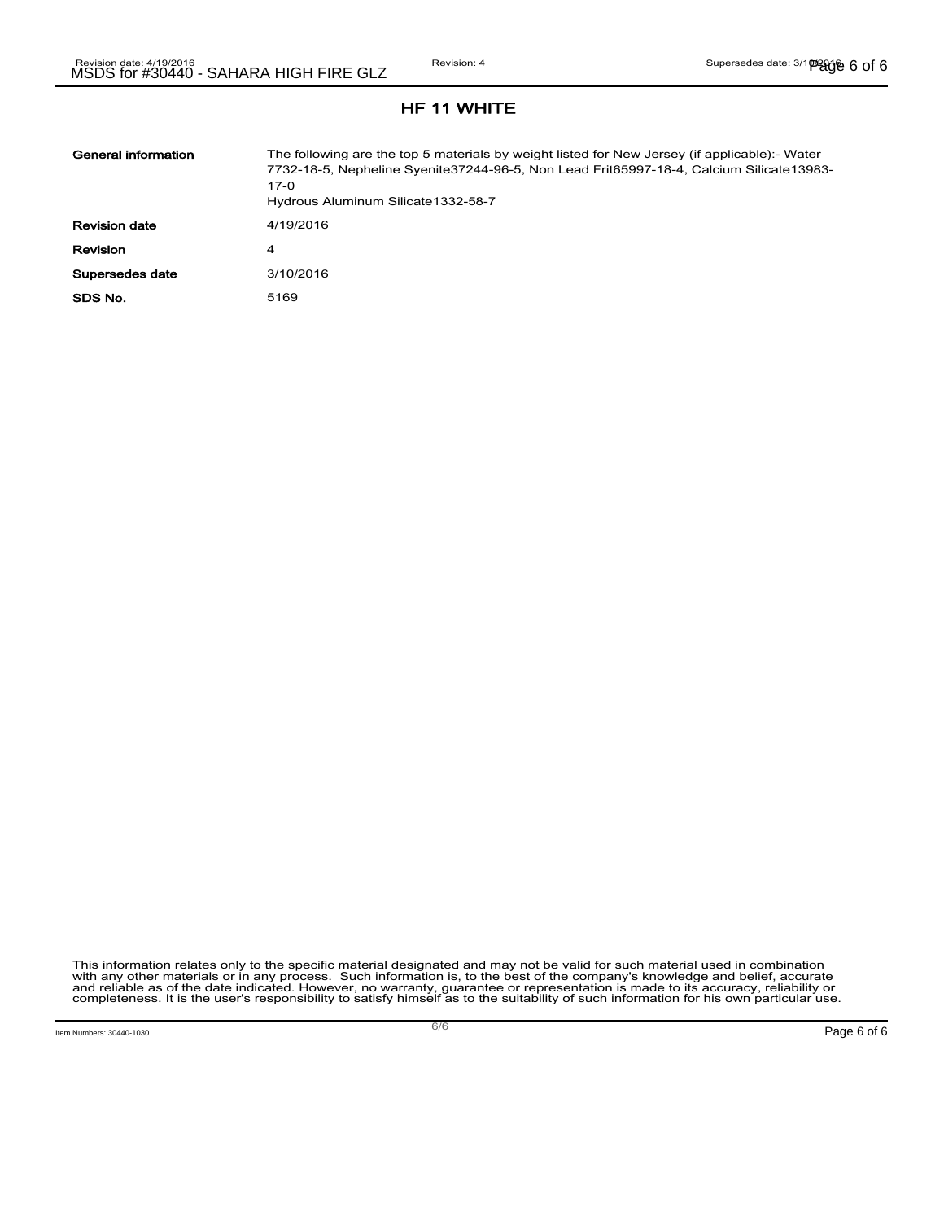## HF 11 WHITE

| | |
|---|---|
| **General information** | The following are the top 5 materials by weight listed for New Jersey (if applicable):- Water 7732-18-5, Nepheline Syenite37244-96-5, Non Lead Frit65997-18-4, Calcium Silicate13983-17-0<br>Hydrous Aluminum Silicate1332-58-7 |
| **Revision date** | 4/19/2016 |
| **Revision** | 4 |
| **Supersedes date** | 3/10/2016 |
| **SDS No.** | 5169 |

This information relates only to the specific material designated and may not be valid for such material used in combination with any other materials or in any process. Such information is, to the best of the company's knowledge and belief, accurate and reliable as of the date indicated. However, no warranty, guarantee or representation is made to its accuracy, reliability or completeness. It is the user's responsibility to satisfy himself as to the suitability of such information for his own particular use.

Item Numbers: 30440-1030